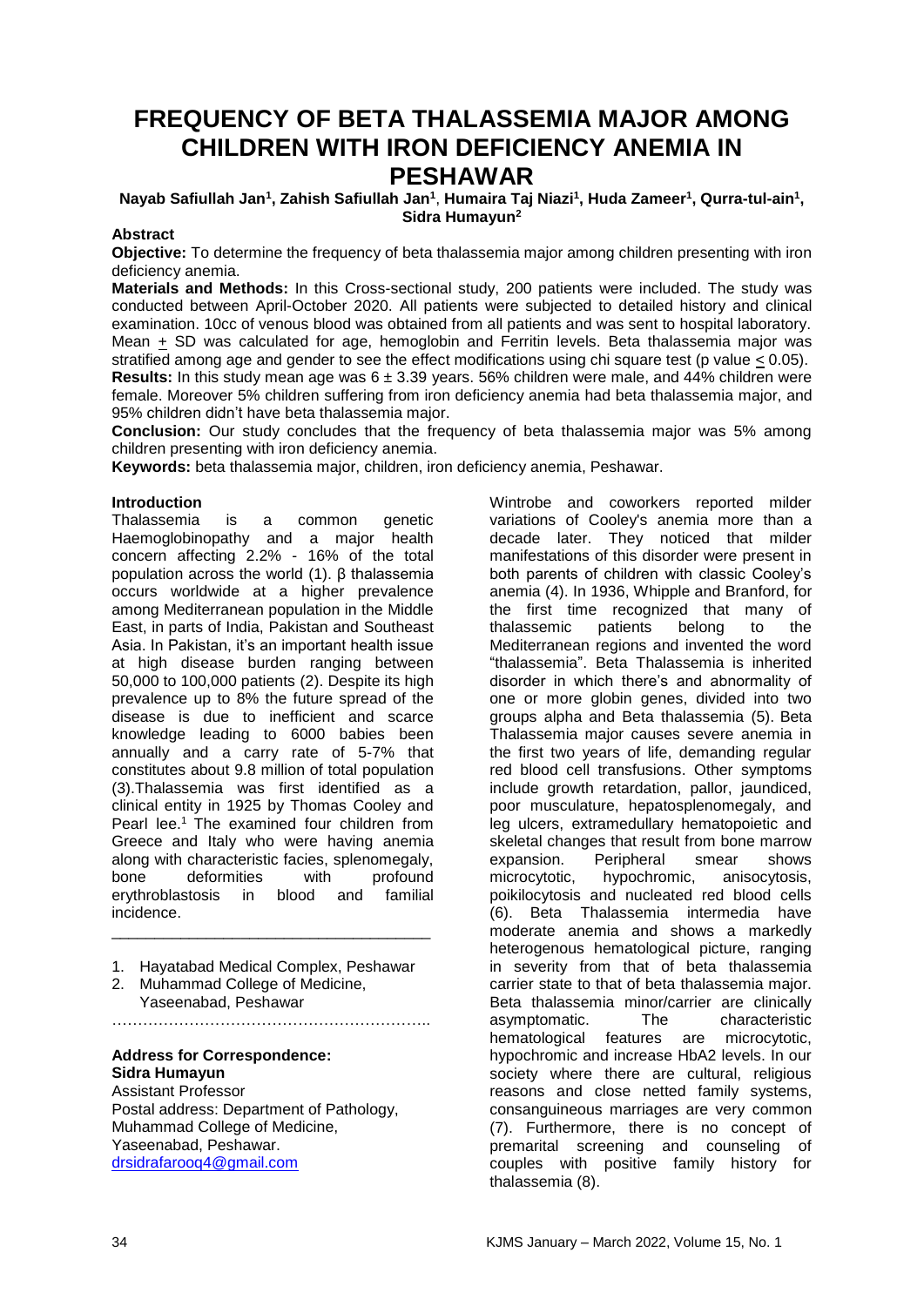# FREQUENCY OF BETA THALASSEMIA MAJOR AMONG CHILDREN WITH IRON DEFICIENCY ANEMIA IN PESHAWAR

**Nayab Safiullah Jan[1], Zahish Safiullah Jan[1], Humaira Taj Niazi[1], Huda Zameer[1], Qurra-tul-ain[1], Sidra Humayun[2]**

## Abstract

**Objective:** To determine the frequency of beta thalassemia major among children presenting with iron deficiency anemia.

**Materials and Methods:** In this Cross-sectional study, 200 patients were included. The study was conducted between April-October 2020. All patients were subjected to detailed history and clinical examination. 10cc of venous blood was obtained from all patients and was sent to hospital laboratory. Mean $\pm$ SD was calculated for age, hemoglobin and Ferritin levels. Beta thalassemia major was stratified among age and gender to see the effect modifications using chi square test (p value $\leq$ 0.05).

**Results:** In this study mean age was 6 $\pm$ 3.39 years. 56% children were male, and 44% children were female. Moreover 5% children suffering from iron deficiency anemia had beta thalassemia major, and 95% children didn't have beta thalassemia major.

**Conclusion:** Our study concludes that the frequency of beta thalassemia major was 5% among children presenting with iron deficiency anemia.

**Keywords:** beta thalassemia major, children, iron deficiency anemia, Peshawar.

## Introduction

Thalassemia is a common genetic Haemoglobinopathy and a major health concern affecting 2.2% - 16% of the total population across the world (1). β thalassemia occurs worldwide at a higher prevalence among Mediterranean population in the Middle East, in parts of India, Pakistan and Southeast Asia. In Pakistan, it's an important health issue at high disease burden ranging between 50,000 to 100,000 patients (2). Despite its high prevalence up to 8% the future spread of the disease is due to inefficient and scarce knowledge leading to 6000 babies been annually and a carry rate of 5-7% that constitutes about 9.8 million of total population (3).Thalassemia was first identified as a clinical entity in 1925 by Thomas Cooley and Pearl lee.[1] The examined four children from Greece and Italy who were having anemia along with characteristic facies, splenomegaly, bone deformities with profound erythroblastosis in blood and familial incidence.

1. Hayatabad Medical Complex, Peshawar
2. Muhammad College of Medicine, Yaseenabad, Peshawar

**Address for Correspondence:**
**Sidra Humayun**
Assistant Professor
Postal address: Department of Pathology, Muhammad College of Medicine, Yaseenabad, Peshawar.
drsidrafarooq4@gmail.com

Wintrobe and coworkers reported milder variations of Cooley's anemia more than a decade later. They noticed that milder manifestations of this disorder were present in both parents of children with classic Cooley's anemia (4). In 1936, Whipple and Branford, for the first time recognized that many of thalassemic patients belong to the Mediterranean regions and invented the word "thalassemia". Beta Thalassemia is inherited disorder in which there's and abnormality of one or more globin genes, divided into two groups alpha and Beta thalassemia (5). Beta Thalassemia major causes severe anemia in the first two years of life, demanding regular red blood cell transfusions. Other symptoms include growth retardation, pallor, jaundiced, poor musculature, hepatosplenomegaly, and leg ulcers, extramedullary hematopoietic and skeletal changes that result from bone marrow expansion. Peripheral smear shows microcytotic, hypochromic, anisocytosis, poikilocytosis and nucleated red blood cells (6). Beta Thalassemia intermedia have moderate anemia and shows a markedly heterogenous hematological picture, ranging in severity from that of beta thalassemia carrier state to that of beta thalassemia major. Beta thalassemia minor/carrier are clinically asymptomatic. The characteristic hematological features are microcytotic, hypochromic and increase HbA2 levels. In our society where there are cultural, religious reasons and close netted family systems, consanguineous marriages are very common (7). Furthermore, there is no concept of premarital screening and counseling of couples with positive family history for thalassemia (8).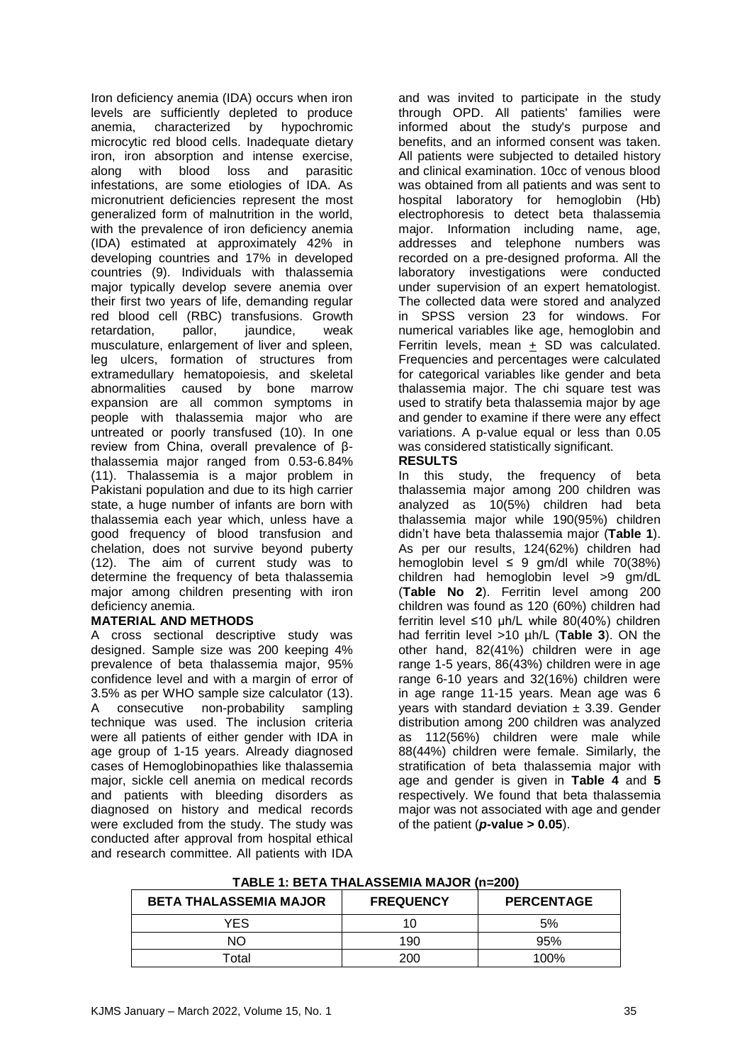Iron deficiency anemia (IDA) occurs when iron levels are sufficiently depleted to produce anemia, characterized by hypochromic microcytic red blood cells. Inadequate dietary iron, iron absorption and intense exercise, along with blood loss and parasitic infestations, are some etiologies of IDA. As micronutrient deficiencies represent the most generalized form of malnutrition in the world, with the prevalence of iron deficiency anemia (IDA) estimated at approximately 42% in developing countries and 17% in developed countries (9). Individuals with thalassemia major typically develop severe anemia over their first two years of life, demanding regular red blood cell (RBC) transfusions. Growth retardation, pallor, jaundice, weak musculature, enlargement of liver and spleen, leg ulcers, formation of structures from extramedullary hematopoiesis, and skeletal abnormalities caused by bone marrow expansion are all common symptoms in people with thalassemia major who are untreated or poorly transfused (10). In one review from China, overall prevalence of β-thalassemia major ranged from 0.53-6.84% (11). Thalassemia is a major problem in Pakistani population and due to its high carrier state, a huge number of infants are born with thalassemia each year which, unless have a good frequency of blood transfusion and chelation, does not survive beyond puberty (12). The aim of current study was to determine the frequency of beta thalassemia major among children presenting with iron deficiency anemia.

## MATERIAL AND METHODS

A cross sectional descriptive study was designed. Sample size was 200 keeping 4% prevalence of beta thalassemia major, 95% confidence level and with a margin of error of 3.5% as per WHO sample size calculator (13). A consecutive non-probability sampling technique was used. The inclusion criteria were all patients of either gender with IDA in age group of 1-15 years. Already diagnosed cases of Hemoglobinopathies like thalassemia major, sickle cell anemia on medical records and patients with bleeding disorders as diagnosed on history and medical records were excluded from the study. The study was conducted after approval from hospital ethical and research committee. All patients with IDA and was invited to participate in the study through OPD. All patients' families were informed about the study's purpose and benefits, and an informed consent was taken. All patients were subjected to detailed history and clinical examination. 10cc of venous blood was obtained from all patients and was sent to hospital laboratory for hemoglobin (Hb) electrophoresis to detect beta thalassemia major. Information including name, age, addresses and telephone numbers was recorded on a pre-designed proforma. All the laboratory investigations were conducted under supervision of an expert hematologist. The collected data were stored and analyzed in SPSS version 23 for windows. For numerical variables like age, hemoglobin and Ferritin levels, mean $\pm$ SD was calculated. Frequencies and percentages were calculated for categorical variables like gender and beta thalassemia major. The chi square test was used to stratify beta thalassemia major by age and gender to examine if there were any effect variations. A p-value equal or less than 0.05 was considered statistically significant.

## RESULTS

In this study, the frequency of beta thalassemia major among 200 children was analyzed as 10(5%) children had beta thalassemia major while 190(95%) children didn't have beta thalassemia major (**Table 1**). As per our results, 124(62%) children had hemoglobin level ≤ 9 gm/dl while 70(38%) children had hemoglobin level >9 gm/dL (**Table No 2**). Ferritin level among 200 children was found as 120 (60%) children had ferritin level ≤10 µh/L while 80(40%) children had ferritin level >10 µh/L (**Table 3**). ON the other hand, 82(41%) children were in age range 1-5 years, 86(43%) children were in age range 6-10 years and 32(16%) children were in age range 11-15 years. Mean age was 6 years with standard deviation ± 3.39. Gender distribution among 200 children was analyzed as 112(56%) children were male while 88(44%) children were female. Similarly, the stratification of beta thalassemia major with age and gender is given in **Table 4** and **5** respectively. We found that beta thalassemia major was not associated with age and gender of the patient (***p*-value > 0.05**).

**TABLE 1: BETA THALASSEMIA MAJOR (n=200)**

| BETA THALASSEMIA MAJOR | FREQUENCY | PERCENTAGE |
|---|---|---|
| YES | 10 | 5% |
| NO | 190 | 95% |
| Total | 200 | 100% |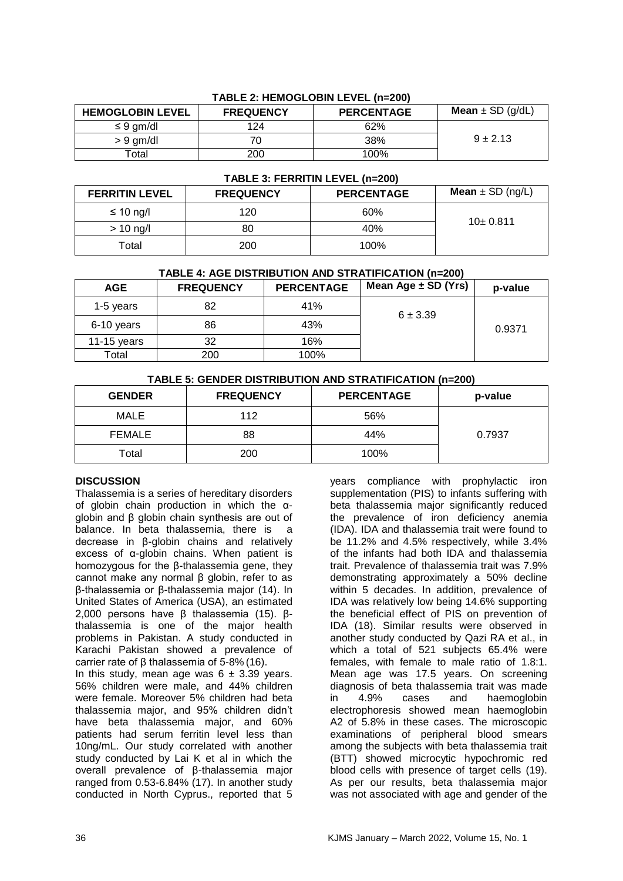**TABLE 2: HEMOGLOBIN LEVEL (n=200)**

| HEMOGLOBIN LEVEL | FREQUENCY | PERCENTAGE | **Mean** ± SD (g/dL) |
|---|---|---|---|
| ≤ 9 gm/dl | 124 | 62% | 9 ± 2.13 |
| > 9 gm/dl | 70 | 38% | |
| Total | 200 | 100% | |

**TABLE 3: FERRITIN LEVEL (n=200)**

| FERRITIN LEVEL | FREQUENCY | PERCENTAGE | **Mean** ± SD (ng/L) |
|---|---|---|---|
| ≤ 10 ng/l | 120 | 60% | 10± 0.811 |
| > 10 ng/l | 80 | 40% | |
| Total | 200 | 100% | |

**TABLE 4: AGE DISTRIBUTION AND STRATIFICATION (n=200)**

| AGE | FREQUENCY | PERCENTAGE | Mean Age ± SD (Yrs) | p-value |
|---|---|---|---|---|
| 1-5 years | 82 | 41% | 6 ± 3.39 | 0.9371 |
| 6-10 years | 86 | 43% | | |
| 11-15 years | 32 | 16% | | |
| Total | 200 | 100% | | |

**TABLE 5: GENDER DISTRIBUTION AND STRATIFICATION (n=200)**

| GENDER | FREQUENCY | PERCENTAGE | p-value |
|---|---|---|---|
| MALE | 112 | 56% | 0.7937 |
| FEMALE | 88 | 44% | |
| Total | 200 | 100% | |

## DISCUSSION

Thalassemia is a series of hereditary disorders of globin chain production in which the α-globin and β globin chain synthesis are out of balance. In beta thalassemia, there is a decrease in β-globin chains and relatively excess of α-globin chains. When patient is homozygous for the β-thalassemia gene, they cannot make any normal β globin, refer to as β-thalassemia or β-thalassemia major (14). In United States of America (USA), an estimated 2,000 persons have β thalassemia (15). β-thalassemia is one of the major health problems in Pakistan. A study conducted in Karachi Pakistan showed a prevalence of carrier rate of β thalassemia of 5-8% (16).

In this study, mean age was 6 ± 3.39 years. 56% children were male, and 44% children were female. Moreover 5% children had beta thalassemia major, and 95% children didn't have beta thalassemia major, and 60% patients had serum ferritin level less than 10ng/mL. Our study correlated with another study conducted by Lai K et al in which the overall prevalence of β-thalassemia major ranged from 0.53-6.84% (17). In another study conducted in North Cyprus., reported that 5 years compliance with prophylactic iron supplementation (PIS) to infants suffering with beta thalassemia major significantly reduced the prevalence of iron deficiency anemia (IDA). IDA and thalassemia trait were found to be 11.2% and 4.5% respectively, while 3.4% of the infants had both IDA and thalassemia trait. Prevalence of thalassemia trait was 7.9% demonstrating approximately a 50% decline within 5 decades. In addition, prevalence of IDA was relatively low being 14.6% supporting the beneficial effect of PIS on prevention of IDA (18). Similar results were observed in another study conducted by Qazi RA et al., in which a total of 521 subjects 65.4% were females, with female to male ratio of 1.8:1. Mean age was 17.5 years. On screening diagnosis of beta thalassemia trait was made in 4.9% cases and haemoglobin electrophoresis showed mean haemoglobin A2 of 5.8% in these cases. The microscopic examinations of peripheral blood smears among the subjects with beta thalassemia trait (BTT) showed microcytic hypochromic red blood cells with presence of target cells (19). As per our results, beta thalassemia major was not associated with age and gender of the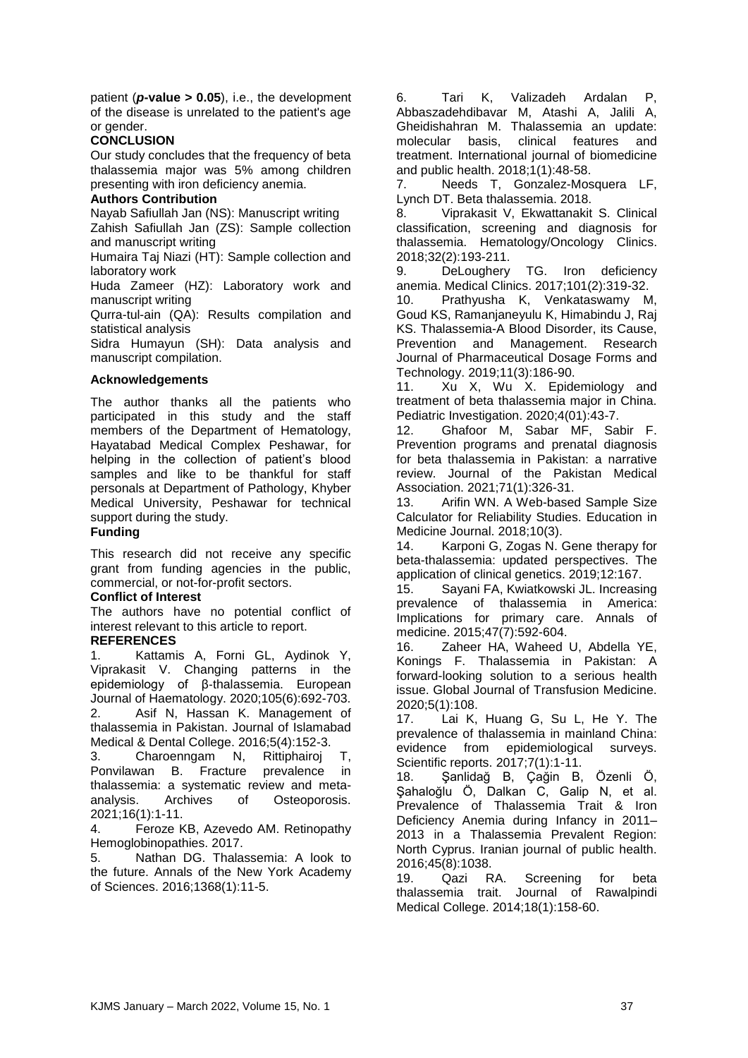patient (***p*-value > 0.05**), i.e., the development of the disease is unrelated to the patient's age or gender.

## CONCLUSION

Our study concludes that the frequency of beta thalassemia major was 5% among children presenting with iron deficiency anemia.

## Authors Contribution

Nayab Safiullah Jan (NS): Manuscript writing

Zahish Safiullah Jan (ZS): Sample collection and manuscript writing

Humaira Taj Niazi (HT): Sample collection and laboratory work

Huda Zameer (HZ): Laboratory work and manuscript writing

Qurra-tul-ain (QA): Results compilation and statistical analysis

Sidra Humayun (SH): Data analysis and manuscript compilation.

## Acknowledgements

The author thanks all the patients who participated in this study and the staff members of the Department of Hematology, Hayatabad Medical Complex Peshawar, for helping in the collection of patient's blood samples and like to be thankful for staff personals at Department of Pathology, Khyber Medical University, Peshawar for technical support during the study.

## Funding

This research did not receive any specific grant from funding agencies in the public, commercial, or not-for-profit sectors.

## Conflict of Interest

The authors have no potential conflict of interest relevant to this article to report.

## REFERENCES

1. Kattamis A, Forni GL, Aydinok Y, Viprakasit V. Changing patterns in the epidemiology of β-thalassemia. European Journal of Haematology. 2020;105(6):692-703.
2. Asif N, Hassan K. Management of thalassemia in Pakistan. Journal of Islamabad Medical & Dental College. 2016;5(4):152-3.
3. Charoenngam N, Rittiphairoj T, Ponvilawan B. Fracture prevalence in thalassemia: a systematic review and meta-analysis. Archives of Osteoporosis. 2021;16(1):1-11.
4. Feroze KB, Azevedo AM. Retinopathy Hemoglobinopathies. 2017.
5. Nathan DG. Thalassemia: A look to the future. Annals of the New York Academy of Sciences. 2016;1368(1):11-5.
6. Tari K, Valizadeh Ardalan P, Abbaszadehdibavar M, Atashi A, Jalili A, Gheidishahran M. Thalassemia an update: molecular basis, clinical features and treatment. International journal of biomedicine and public health. 2018;1(1):48-58.
7. Needs T, Gonzalez-Mosquera LF, Lynch DT. Beta thalassemia. 2018.
8. Viprakasit V, Ekwattanakit S. Clinical classification, screening and diagnosis for thalassemia. Hematology/Oncology Clinics. 2018;32(2):193-211.
9. DeLoughery TG. Iron deficiency anemia. Medical Clinics. 2017;101(2):319-32.
10. Prathyusha K, Venkataswamy M, Goud KS, Ramanjaneyulu K, Himabindu J, Raj KS. Thalassemia-A Blood Disorder, its Cause, Prevention and Management. Research Journal of Pharmaceutical Dosage Forms and Technology. 2019;11(3):186-90.
11. Xu X, Wu X. Epidemiology and treatment of beta thalassemia major in China. Pediatric Investigation. 2020;4(01):43-7.
12. Ghafoor M, Sabar MF, Sabir F. Prevention programs and prenatal diagnosis for beta thalassemia in Pakistan: a narrative review. Journal of the Pakistan Medical Association. 2021;71(1):326-31.
13. Arifin WN. A Web-based Sample Size Calculator for Reliability Studies. Education in Medicine Journal. 2018;10(3).
14. Karponi G, Zogas N. Gene therapy for beta-thalassemia: updated perspectives. The application of clinical genetics. 2019;12:167.
15. Sayani FA, Kwiatkowski JL. Increasing prevalence of thalassemia in America: Implications for primary care. Annals of medicine. 2015;47(7):592-604.
16. Zaheer HA, Waheed U, Abdella YE, Konings F. Thalassemia in Pakistan: A forward-looking solution to a serious health issue. Global Journal of Transfusion Medicine. 2020;5(1):108.
17. Lai K, Huang G, Su L, He Y. The prevalence of thalassemia in mainland China: evidence from epidemiological surveys. Scientific reports. 2017;7(1):1-11.
18. Şanlidağ B, Çağin B, Özenli Ö, Şahaloğlu Ö, Dalkan C, Galip N, et al. Prevalence of Thalassemia Trait & Iron Deficiency Anemia during Infancy in 2011–2013 in a Thalassemia Prevalent Region: North Cyprus. Iranian journal of public health. 2016;45(8):1038.
19. Qazi RA. Screening for beta thalassemia trait. Journal of Rawalpindi Medical College. 2014;18(1):158-60.